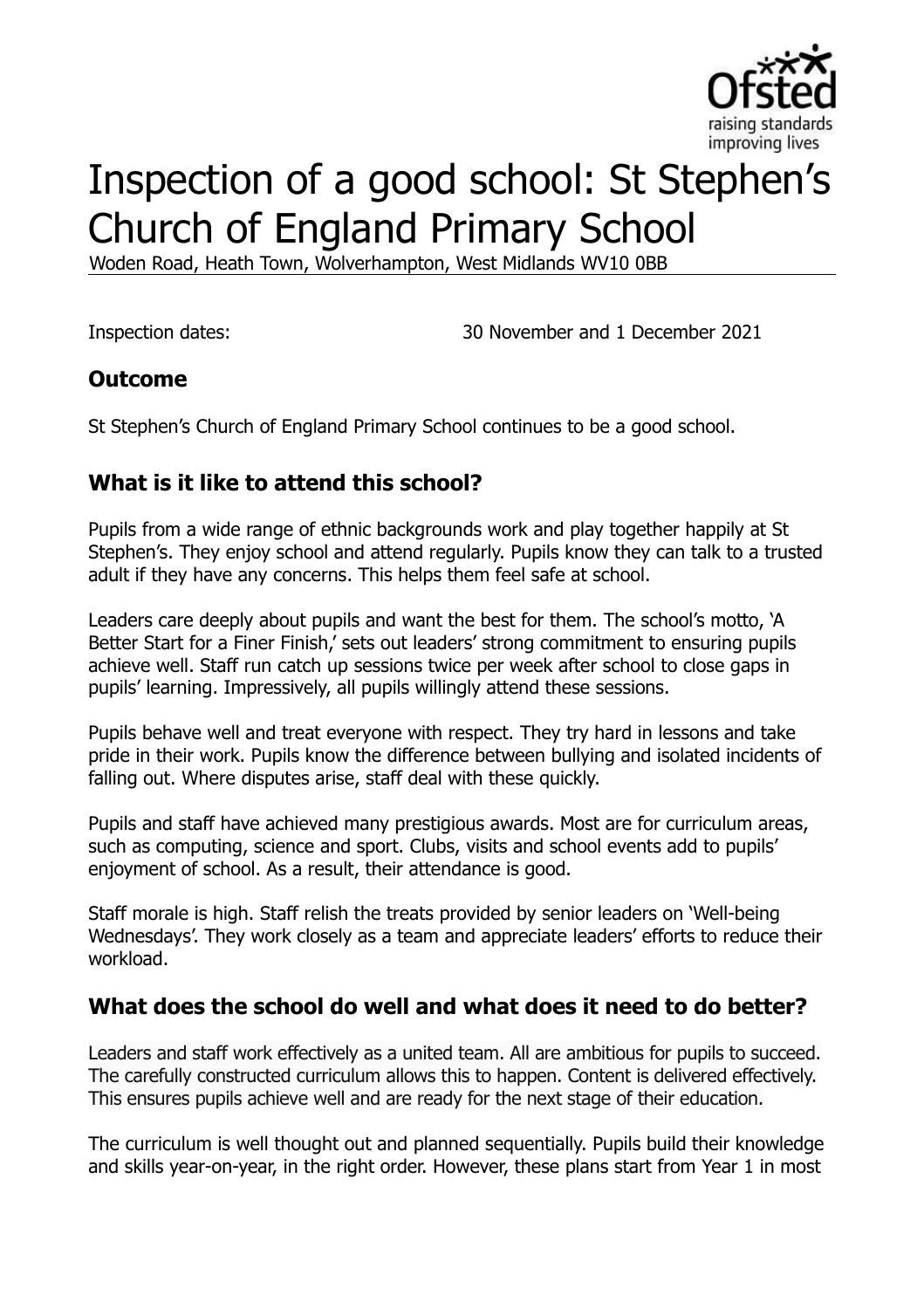# Inspection of a good school: St Stephen's Church of England Primary School

Woden Road, Heath Town, Wolverhampton, West Midlands WV10 0BB

Inspection dates: 30 November and 1 December 2021

## Outcome

St Stephen's Church of England Primary School continues to be a good school.

## What is it like to attend this school?

Pupils from a wide range of ethnic backgrounds work and play together happily at St Stephen's. They enjoy school and attend regularly. Pupils know they can talk to a trusted adult if they have any concerns. This helps them feel safe at school.

Leaders care deeply about pupils and want the best for them. The school's motto, 'A Better Start for a Finer Finish,' sets out leaders' strong commitment to ensuring pupils achieve well. Staff run catch up sessions twice per week after school to close gaps in pupils' learning. Impressively, all pupils willingly attend these sessions.

Pupils behave well and treat everyone with respect. They try hard in lessons and take pride in their work. Pupils know the difference between bullying and isolated incidents of falling out. Where disputes arise, staff deal with these quickly.

Pupils and staff have achieved many prestigious awards. Most are for curriculum areas, such as computing, science and sport. Clubs, visits and school events add to pupils' enjoyment of school. As a result, their attendance is good.

Staff morale is high. Staff relish the treats provided by senior leaders on 'Well-being Wednesdays'. They work closely as a team and appreciate leaders' efforts to reduce their workload.

## What does the school do well and what does it need to do better?

Leaders and staff work effectively as a united team. All are ambitious for pupils to succeed. The carefully constructed curriculum allows this to happen. Content is delivered effectively. This ensures pupils achieve well and are ready for the next stage of their education.

The curriculum is well thought out and planned sequentially. Pupils build their knowledge and skills year-on-year, in the right order. However, these plans start from Year 1 in most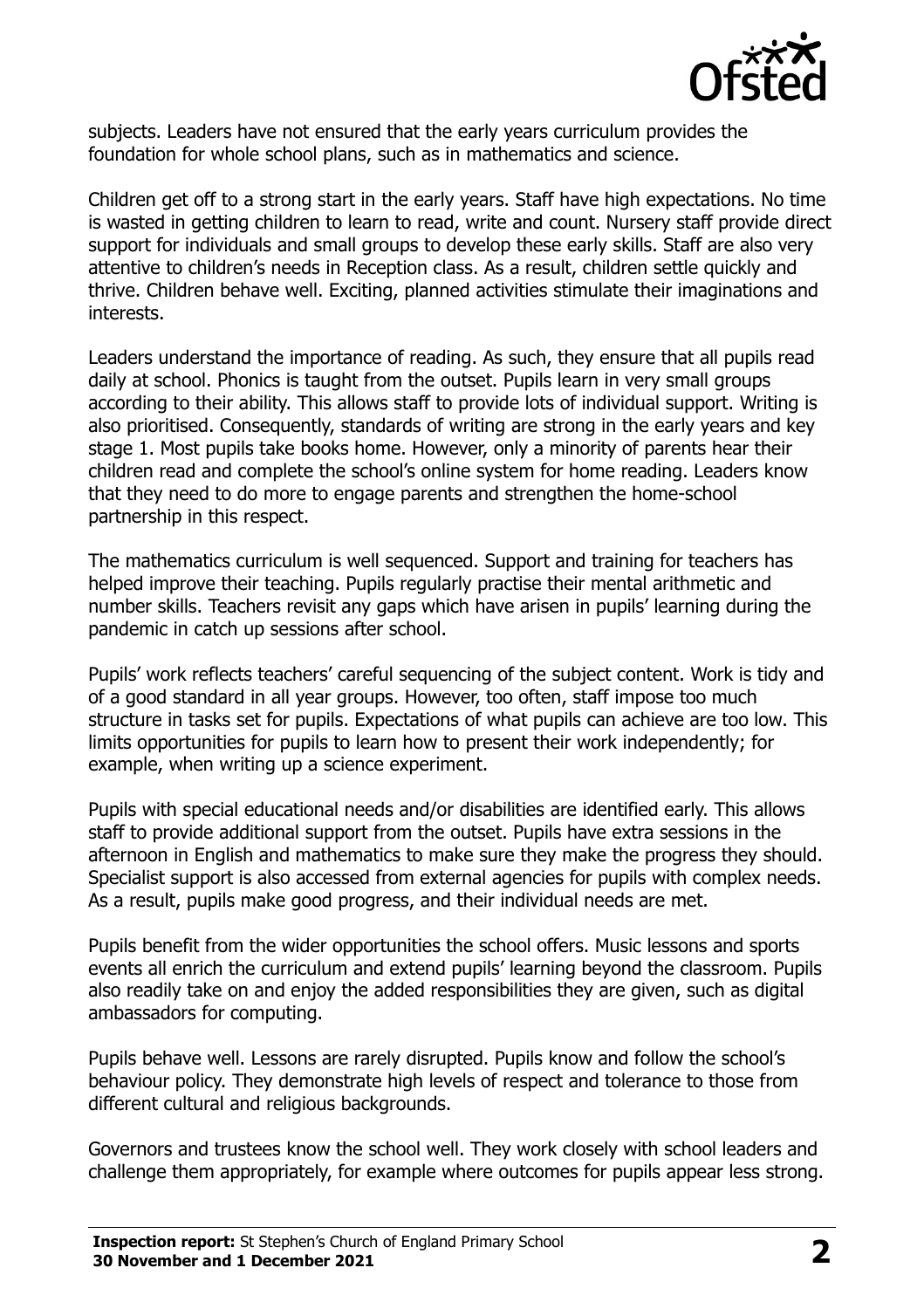subjects. Leaders have not ensured that the early years curriculum provides the foundation for whole school plans, such as in mathematics and science.

Children get off to a strong start in the early years. Staff have high expectations. No time is wasted in getting children to learn to read, write and count. Nursery staff provide direct support for individuals and small groups to develop these early skills. Staff are also very attentive to children's needs in Reception class. As a result, children settle quickly and thrive. Children behave well. Exciting, planned activities stimulate their imaginations and interests.

Leaders understand the importance of reading. As such, they ensure that all pupils read daily at school. Phonics is taught from the outset. Pupils learn in very small groups according to their ability. This allows staff to provide lots of individual support. Writing is also prioritised. Consequently, standards of writing are strong in the early years and key stage 1. Most pupils take books home. However, only a minority of parents hear their children read and complete the school's online system for home reading. Leaders know that they need to do more to engage parents and strengthen the home-school partnership in this respect.

The mathematics curriculum is well sequenced. Support and training for teachers has helped improve their teaching. Pupils regularly practise their mental arithmetic and number skills. Teachers revisit any gaps which have arisen in pupils' learning during the pandemic in catch up sessions after school.

Pupils' work reflects teachers' careful sequencing of the subject content. Work is tidy and of a good standard in all year groups. However, too often, staff impose too much structure in tasks set for pupils. Expectations of what pupils can achieve are too low. This limits opportunities for pupils to learn how to present their work independently; for example, when writing up a science experiment.

Pupils with special educational needs and/or disabilities are identified early. This allows staff to provide additional support from the outset. Pupils have extra sessions in the afternoon in English and mathematics to make sure they make the progress they should. Specialist support is also accessed from external agencies for pupils with complex needs. As a result, pupils make good progress, and their individual needs are met.

Pupils benefit from the wider opportunities the school offers. Music lessons and sports events all enrich the curriculum and extend pupils' learning beyond the classroom. Pupils also readily take on and enjoy the added responsibilities they are given, such as digital ambassadors for computing.

Pupils behave well. Lessons are rarely disrupted. Pupils know and follow the school's behaviour policy. They demonstrate high levels of respect and tolerance to those from different cultural and religious backgrounds.

Governors and trustees know the school well. They work closely with school leaders and challenge them appropriately, for example where outcomes for pupils appear less strong.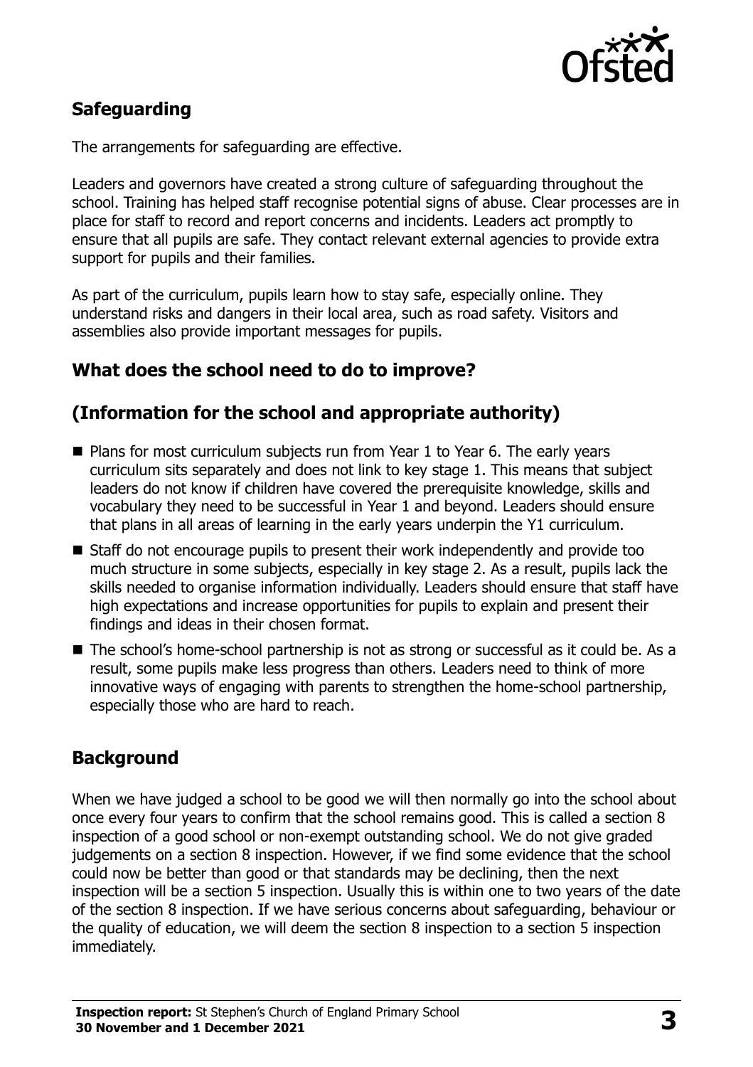## Safeguarding

The arrangements for safeguarding are effective.

Leaders and governors have created a strong culture of safeguarding throughout the school. Training has helped staff recognise potential signs of abuse. Clear processes are in place for staff to record and report concerns and incidents. Leaders act promptly to ensure that all pupils are safe. They contact relevant external agencies to provide extra support for pupils and their families.

As part of the curriculum, pupils learn how to stay safe, especially online. They understand risks and dangers in their local area, such as road safety. Visitors and assemblies also provide important messages for pupils.

## What does the school need to do to improve?

## (Information for the school and appropriate authority)

- Plans for most curriculum subjects run from Year 1 to Year 6. The early years curriculum sits separately and does not link to key stage 1. This means that subject leaders do not know if children have covered the prerequisite knowledge, skills and vocabulary they need to be successful in Year 1 and beyond. Leaders should ensure that plans in all areas of learning in the early years underpin the Y1 curriculum.
- Staff do not encourage pupils to present their work independently and provide too much structure in some subjects, especially in key stage 2. As a result, pupils lack the skills needed to organise information individually. Leaders should ensure that staff have high expectations and increase opportunities for pupils to explain and present their findings and ideas in their chosen format.
- The school's home-school partnership is not as strong or successful as it could be. As a result, some pupils make less progress than others. Leaders need to think of more innovative ways of engaging with parents to strengthen the home-school partnership, especially those who are hard to reach.

## Background

When we have judged a school to be good we will then normally go into the school about once every four years to confirm that the school remains good. This is called a section 8 inspection of a good school or non-exempt outstanding school. We do not give graded judgements on a section 8 inspection. However, if we find some evidence that the school could now be better than good or that standards may be declining, then the next inspection will be a section 5 inspection. Usually this is within one to two years of the date of the section 8 inspection. If we have serious concerns about safeguarding, behaviour or the quality of education, we will deem the section 8 inspection to a section 5 inspection immediately.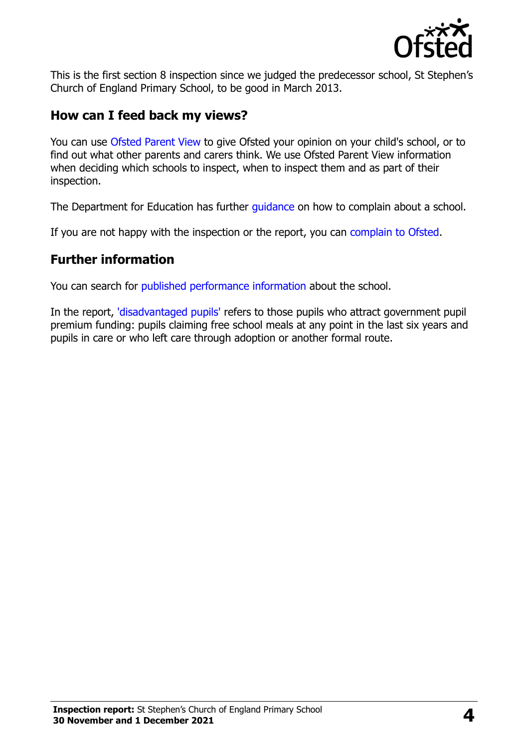This is the first section 8 inspection since we judged the predecessor school, St Stephen's Church of England Primary School, to be good in March 2013.

## How can I feed back my views?

You can use Ofsted Parent View to give Ofsted your opinion on your child's school, or to find out what other parents and carers think. We use Ofsted Parent View information when deciding which schools to inspect, when to inspect them and as part of their inspection.

The Department for Education has further guidance on how to complain about a school.

If you are not happy with the inspection or the report, you can complain to Ofsted.

## Further information

You can search for published performance information about the school.

In the report, 'disadvantaged pupils' refers to those pupils who attract government pupil premium funding: pupils claiming free school meals at any point in the last six years and pupils in care or who left care through adoption or another formal route.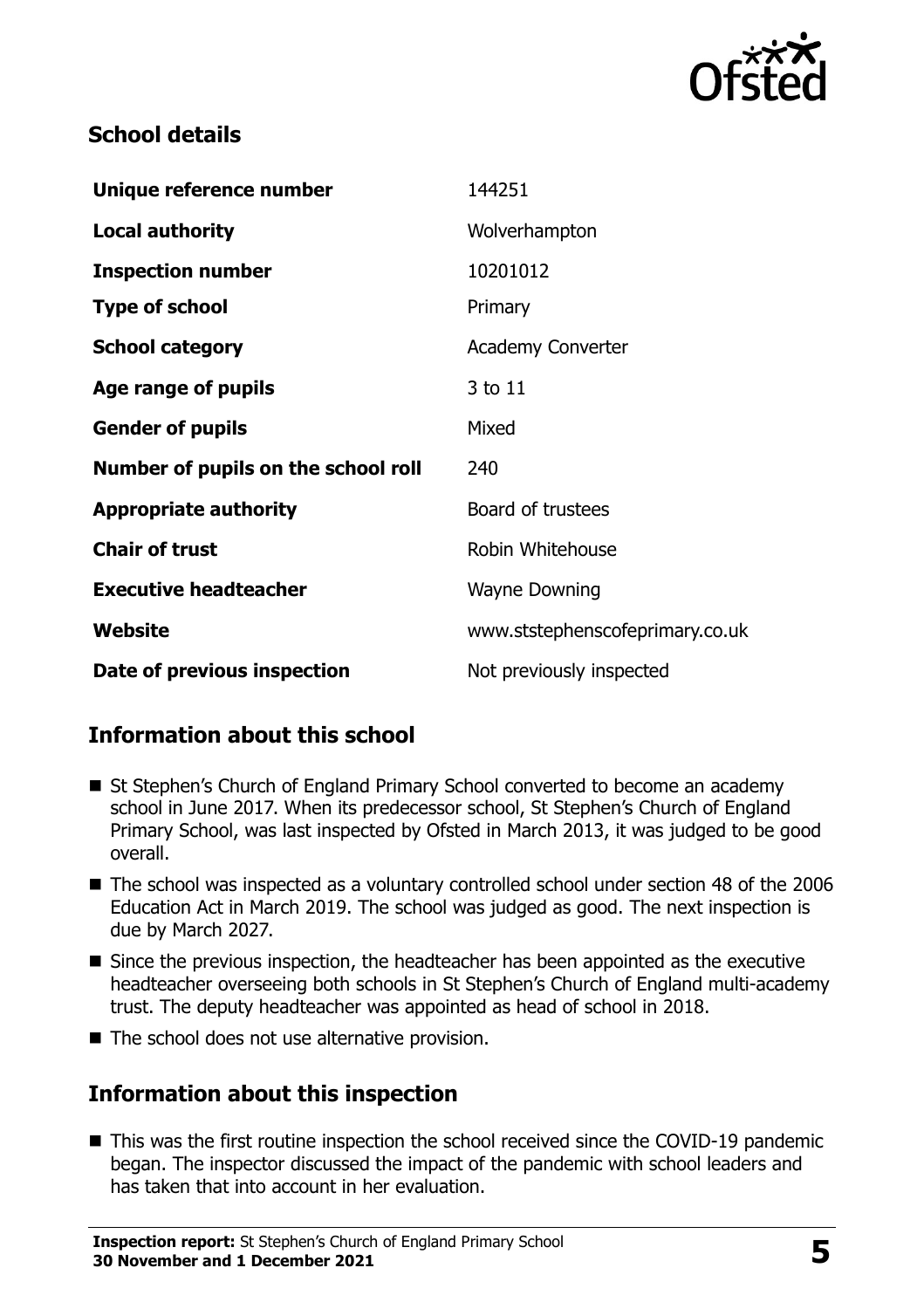## School details

| | |
|---|---|
| **Unique reference number** | 144251 |
| **Local authority** | Wolverhampton |
| **Inspection number** | 10201012 |
| **Type of school** | Primary |
| **School category** | Academy Converter |
| **Age range of pupils** | 3 to 11 |
| **Gender of pupils** | Mixed |
| **Number of pupils on the school roll** | 240 |
| **Appropriate authority** | Board of trustees |
| **Chair of trust** | Robin Whitehouse |
| **Executive headteacher** | Wayne Downing |
| **Website** | www.ststephenscofeprimary.co.uk |
| **Date of previous inspection** | Not previously inspected |

## Information about this school

- St Stephen's Church of England Primary School converted to become an academy school in June 2017. When its predecessor school, St Stephen's Church of England Primary School, was last inspected by Ofsted in March 2013, it was judged to be good overall.
- The school was inspected as a voluntary controlled school under section 48 of the 2006 Education Act in March 2019. The school was judged as good. The next inspection is due by March 2027.
- Since the previous inspection, the headteacher has been appointed as the executive headteacher overseeing both schools in St Stephen's Church of England multi-academy trust. The deputy headteacher was appointed as head of school in 2018.
- The school does not use alternative provision.

## Information about this inspection

- This was the first routine inspection the school received since the COVID-19 pandemic began. The inspector discussed the impact of the pandemic with school leaders and has taken that into account in her evaluation.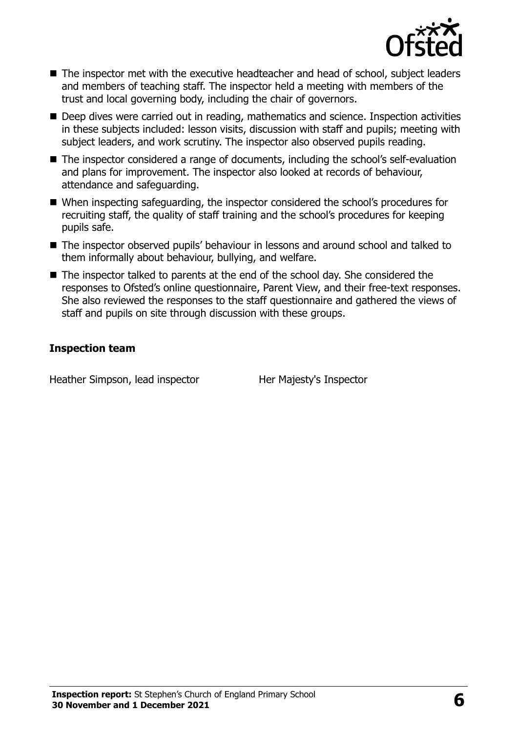- The inspector met with the executive headteacher and head of school, subject leaders and members of teaching staff. The inspector held a meeting with members of the trust and local governing body, including the chair of governors.
- Deep dives were carried out in reading, mathematics and science. Inspection activities in these subjects included: lesson visits, discussion with staff and pupils; meeting with subject leaders, and work scrutiny. The inspector also observed pupils reading.
- The inspector considered a range of documents, including the school's self-evaluation and plans for improvement. The inspector also looked at records of behaviour, attendance and safeguarding.
- When inspecting safeguarding, the inspector considered the school's procedures for recruiting staff, the quality of staff training and the school's procedures for keeping pupils safe.
- The inspector observed pupils' behaviour in lessons and around school and talked to them informally about behaviour, bullying, and welfare.
- The inspector talked to parents at the end of the school day. She considered the responses to Ofsted's online questionnaire, Parent View, and their free-text responses. She also reviewed the responses to the staff questionnaire and gathered the views of staff and pupils on site through discussion with these groups.

### Inspection team

| | |
|---|---|
| Heather Simpson, lead inspector | Her Majesty's Inspector |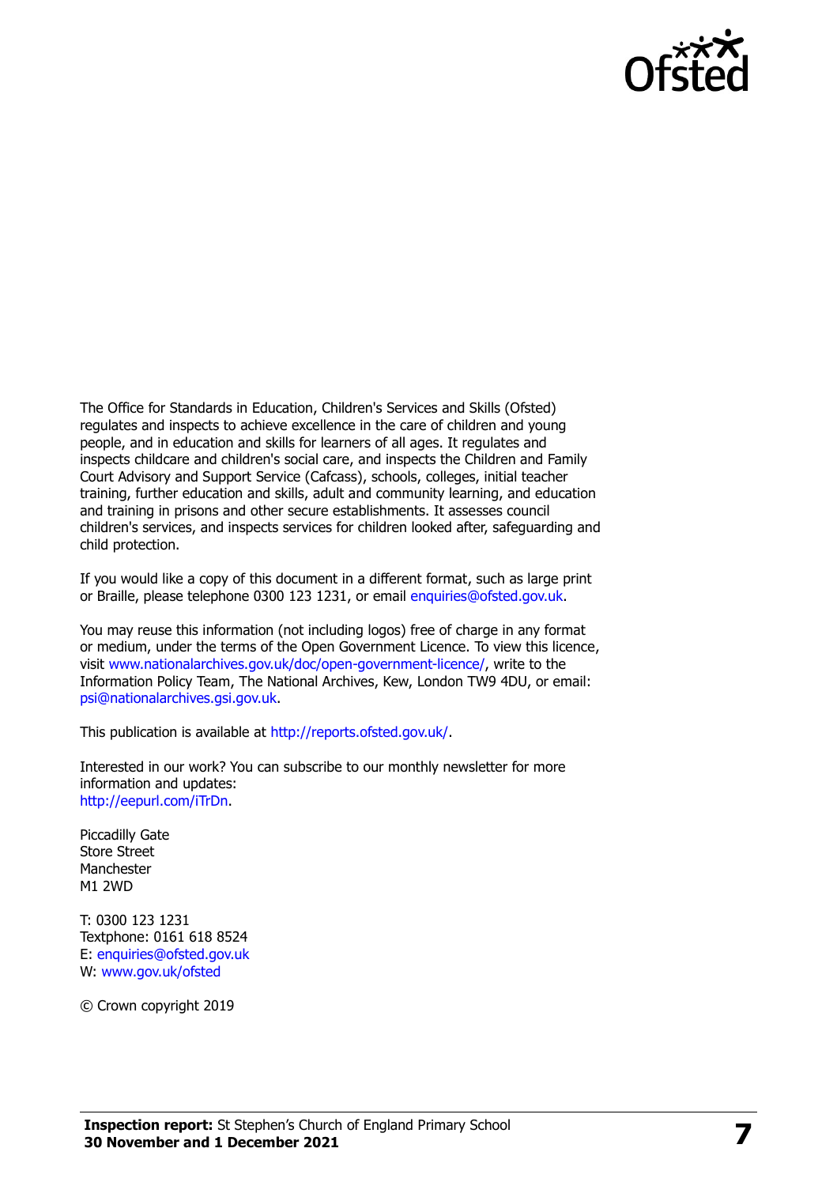The Office for Standards in Education, Children's Services and Skills (Ofsted) regulates and inspects to achieve excellence in the care of children and young people, and in education and skills for learners of all ages. It regulates and inspects childcare and children's social care, and inspects the Children and Family Court Advisory and Support Service (Cafcass), schools, colleges, initial teacher training, further education and skills, adult and community learning, and education and training in prisons and other secure establishments. It assesses council children's services, and inspects services for children looked after, safeguarding and child protection.

If you would like a copy of this document in a different format, such as large print or Braille, please telephone 0300 123 1231, or email enquiries@ofsted.gov.uk.

You may reuse this information (not including logos) free of charge in any format or medium, under the terms of the Open Government Licence. To view this licence, visit www.nationalarchives.gov.uk/doc/open-government-licence/, write to the Information Policy Team, The National Archives, Kew, London TW9 4DU, or email: psi@nationalarchives.gsi.gov.uk.

This publication is available at http://reports.ofsted.gov.uk/.

Interested in our work? You can subscribe to our monthly newsletter for more information and updates:
http://eepurl.com/iTrDn.

Piccadilly Gate
Store Street
Manchester
M1 2WD

T: 0300 123 1231
Textphone: 0161 618 8524
E: enquiries@ofsted.gov.uk
W: www.gov.uk/ofsted

© Crown copyright 2019